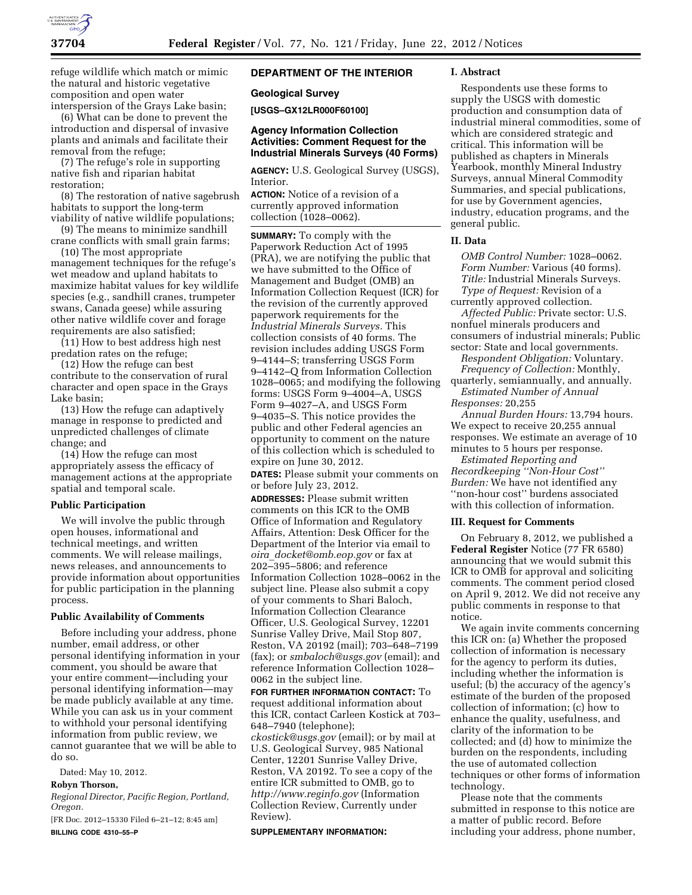refuge wildlife which match or mimic the natural and historic vegetative composition and open water interspersion of the Grays Lake basin;

(6) What can be done to prevent the introduction and dispersal of invasive plants and animals and facilitate their removal from the refuge;

(7) The refuge's role in supporting native fish and riparian habitat restoration;

(8) The restoration of native sagebrush habitats to support the long-term viability of native wildlife populations;

(9) The means to minimize sandhill crane conflicts with small grain farms;

(10) The most appropriate management techniques for the refuge's wet meadow and upland habitats to maximize habitat values for key wildlife species (e.g., sandhill cranes, trumpeter swans, Canada geese) while assuring other native wildlife cover and forage requirements are also satisfied;

(11) How to best address high nest predation rates on the refuge;

(12) How the refuge can best contribute to the conservation of rural character and open space in the Grays Lake basin;

(13) How the refuge can adaptively manage in response to predicted and unpredicted challenges of climate change; and

(14) How the refuge can most appropriately assess the efficacy of management actions at the appropriate spatial and temporal scale.

### Public Participation

We will involve the public through open houses, informational and technical meetings, and written comments. We will release mailings, news releases, and announcements to provide information about opportunities for public participation in the planning process.

### Public Availability of Comments

Before including your address, phone number, email address, or other personal identifying information in your comment, you should be aware that your entire comment—including your personal identifying information—may be made publicly available at any time. While you can ask us in your comment to withhold your personal identifying information from public review, we cannot guarantee that we will be able to do so.

Dated: May 10, 2012.

**Robyn Thorson,**

*Regional Director, Pacific Region, Portland, Oregon.*

[FR Doc. 2012–15330 Filed 6–21–12; 8:45 am]

**BILLING CODE 4310–55–P**

## DEPARTMENT OF THE INTERIOR

### Geological Survey

**[USGS–GX12LR000F60100]**

### Agency Information Collection Activities: Comment Request for the Industrial Minerals Surveys (40 Forms)

**AGENCY:** U.S. Geological Survey (USGS), Interior.

**ACTION:** Notice of a revision of a currently approved information collection (1028–0062).

**SUMMARY:** To comply with the Paperwork Reduction Act of 1995 (PRA), we are notifying the public that we have submitted to the Office of Management and Budget (OMB) an Information Collection Request (ICR) for the revision of the currently approved paperwork requirements for the *Industrial Minerals Surveys.* This collection consists of 40 forms. The revision includes adding USGS Form 9–4144–S; transferring USGS Form 9–4142–Q from Information Collection 1028–0065; and modifying the following forms: USGS Form 9–4004–A, USGS Form 9–4027–A, and USGS Form 9–4035–S. This notice provides the public and other Federal agencies an opportunity to comment on the nature of this collection which is scheduled to expire on June 30, 2012.

**DATES:** Please submit your comments on or before July 23, 2012.

**ADDRESSES:** Please submit written comments on this ICR to the OMB Office of Information and Regulatory Affairs, Attention: Desk Officer for the Department of the Interior via email to *oira_docket@omb.eop.gov* or fax at 202–395–5806; and reference Information Collection 1028–0062 in the subject line. Please also submit a copy of your comments to Shari Baloch, Information Collection Clearance Officer, U.S. Geological Survey, 12201 Sunrise Valley Drive, Mail Stop 807, Reston, VA 20192 (mail); 703–648–7199 (fax); or *smbaloch@usgs.gov* (email); and reference Information Collection 1028–0062 in the subject line.

**FOR FURTHER INFORMATION CONTACT:** To request additional information about this ICR, contact Carleen Kostick at 703–648–7940 (telephone); *ckostick@usgs.gov* (email); or by mail at U.S. Geological Survey, 985 National Center, 12201 Sunrise Valley Drive, Reston, VA 20192. To see a copy of the entire ICR submitted to OMB, go to *http://www.reginfo.gov* (Information Collection Review, Currently under Review).

**SUPPLEMENTARY INFORMATION:**

### I. Abstract

Respondents use these forms to supply the USGS with domestic production and consumption data of industrial mineral commodities, some of which are considered strategic and critical. This information will be published as chapters in Minerals Yearbook, monthly Mineral Industry Surveys, annual Mineral Commodity Summaries, and special publications, for use by Government agencies, industry, education programs, and the general public.

### II. Data

*OMB Control Number:* 1028–0062.

*Form Number:* Various (40 forms).

*Title:* Industrial Minerals Surveys.

*Type of Request:* Revision of a currently approved collection.

*Affected Public:* Private sector: U.S. nonfuel minerals producers and consumers of industrial minerals; Public sector: State and local governments.

*Respondent Obligation:* Voluntary.

*Frequency of Collection:* Monthly, quarterly, semiannually, and annually.

*Estimated Number of Annual Responses:* 20,255

*Annual Burden Hours:* 13,794 hours. We expect to receive 20,255 annual responses. We estimate an average of 10 minutes to 5 hours per response.

*Estimated Reporting and Recordkeeping "Non-Hour Cost" Burden:* We have not identified any "non-hour cost" burdens associated with this collection of information.

### III. Request for Comments

On February 8, 2012, we published a **Federal Register** Notice (77 FR 6580) announcing that we would submit this ICR to OMB for approval and soliciting comments. The comment period closed on April 9, 2012. We did not receive any public comments in response to that notice.

We again invite comments concerning this ICR on: (a) Whether the proposed collection of information is necessary for the agency to perform its duties, including whether the information is useful; (b) the accuracy of the agency's estimate of the burden of the proposed collection of information; (c) how to enhance the quality, usefulness, and clarity of the information to be collected; and (d) how to minimize the burden on the respondents, including the use of automated collection techniques or other forms of information technology.

Please note that the comments submitted in response to this notice are a matter of public record. Before including your address, phone number,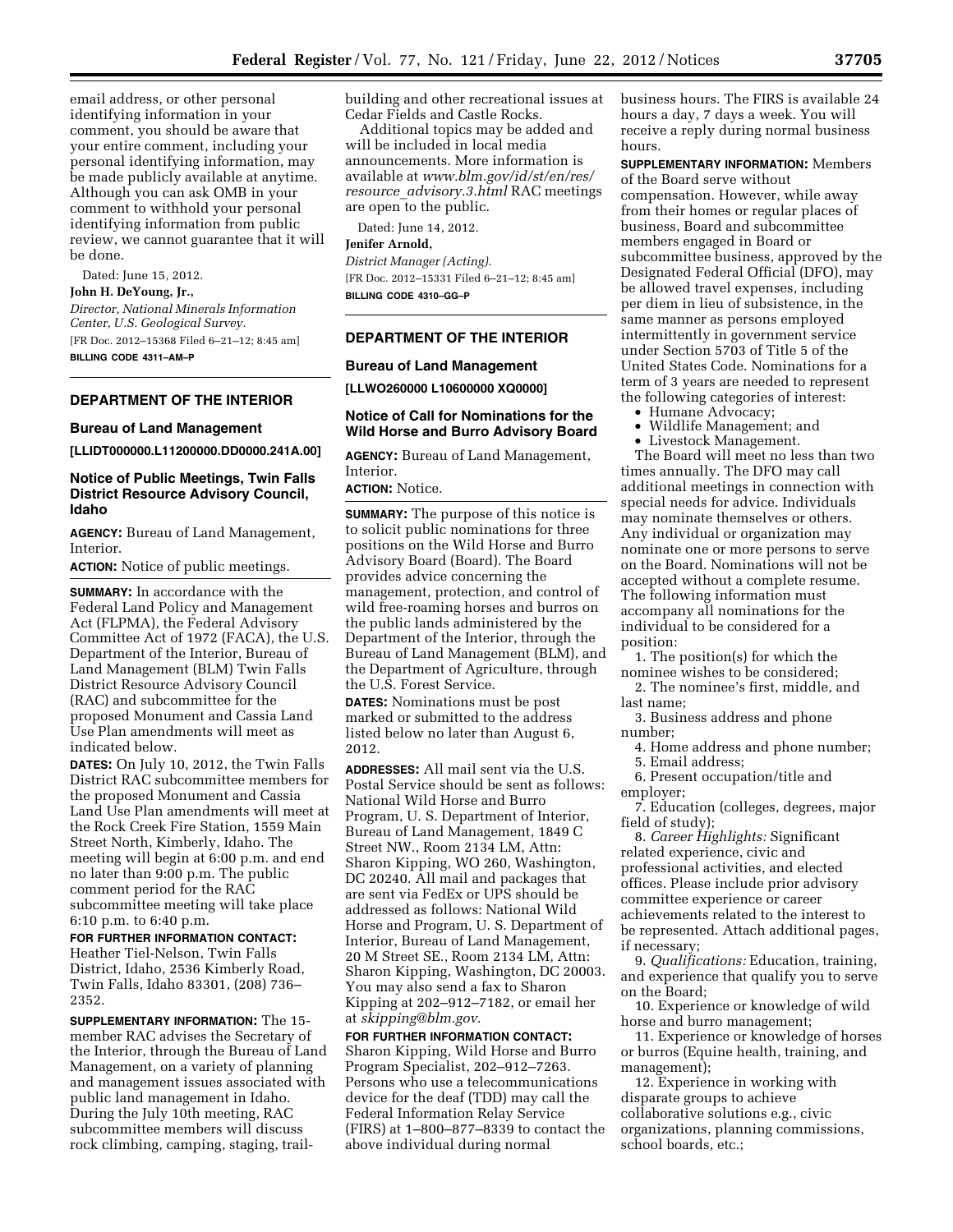email address, or other personal identifying information in your comment, you should be aware that your entire comment, including your personal identifying information, may be made publicly available at anytime. Although you can ask OMB in your comment to withhold your personal identifying information from public review, we cannot guarantee that it will be done.

Dated: June 15, 2012.

**John H. DeYoung, Jr.,**

*Director, National Minerals Information Center, U.S. Geological Survey.*

[FR Doc. 2012–15368 Filed 6–21–12; 8:45 am]

**BILLING CODE 4311–AM–P**

---

## DEPARTMENT OF THE INTERIOR

### Bureau of Land Management

**[LLIDT000000.L11200000.DD0000.241A.00]**

### Notice of Public Meetings, Twin Falls District Resource Advisory Council, Idaho

**AGENCY:** Bureau of Land Management, Interior.

**ACTION:** Notice of public meetings.

**SUMMARY:** In accordance with the Federal Land Policy and Management Act (FLPMA), the Federal Advisory Committee Act of 1972 (FACA), the U.S. Department of the Interior, Bureau of Land Management (BLM) Twin Falls District Resource Advisory Council (RAC) and subcommittee for the proposed Monument and Cassia Land Use Plan amendments will meet as indicated below.

**DATES:** On July 10, 2012, the Twin Falls District RAC subcommittee members for the proposed Monument and Cassia Land Use Plan amendments will meet at the Rock Creek Fire Station, 1559 Main Street North, Kimberly, Idaho. The meeting will begin at 6:00 p.m. and end no later than 9:00 p.m. The public comment period for the RAC subcommittee meeting will take place 6:10 p.m. to 6:40 p.m.

**FOR FURTHER INFORMATION CONTACT:** Heather Tiel-Nelson, Twin Falls District, Idaho, 2536 Kimberly Road, Twin Falls, Idaho 83301, (208) 736–2352.

**SUPPLEMENTARY INFORMATION:** The 15-member RAC advises the Secretary of the Interior, through the Bureau of Land Management, on a variety of planning and management issues associated with public land management in Idaho. During the July 10th meeting, RAC subcommittee members will discuss rock climbing, camping, staging, trail-building and other recreational issues at Cedar Fields and Castle Rocks.

Additional topics may be added and will be included in local media announcements. More information is available at *www.blm.gov/id/st/en/res/resource_advisory.3.html* RAC meetings are open to the public.

Dated: June 14, 2012.

**Jenifer Arnold,**

*District Manager (Acting).*

[FR Doc. 2012–15331 Filed 6–21–12; 8:45 am]

**BILLING CODE 4310–GG–P**

---

## DEPARTMENT OF THE INTERIOR

### Bureau of Land Management

**[LLWO260000 L10600000 XQ0000]**

### Notice of Call for Nominations for the Wild Horse and Burro Advisory Board

**AGENCY:** Bureau of Land Management, Interior.

**ACTION:** Notice.

**SUMMARY:** The purpose of this notice is to solicit public nominations for three positions on the Wild Horse and Burro Advisory Board (Board). The Board provides advice concerning the management, protection, and control of wild free-roaming horses and burros on the public lands administered by the Department of the Interior, through the Bureau of Land Management (BLM), and the Department of Agriculture, through the U.S. Forest Service.

**DATES:** Nominations must be post marked or submitted to the address listed below no later than August 6, 2012.

**ADDRESSES:** All mail sent via the U.S. Postal Service should be sent as follows: National Wild Horse and Burro Program, U. S. Department of Interior, Bureau of Land Management, 1849 C Street NW., Room 2134 LM, Attn: Sharon Kipping, WO 260, Washington, DC 20240. All mail and packages that are sent via FedEx or UPS should be addressed as follows: National Wild Horse and Program, U. S. Department of Interior, Bureau of Land Management, 20 M Street SE., Room 2134 LM, Attn: Sharon Kipping, Washington, DC 20003. You may also send a fax to Sharon Kipping at 202–912–7182, or email her at *skipping@blm.gov*.

**FOR FURTHER INFORMATION CONTACT:** Sharon Kipping, Wild Horse and Burro Program Specialist, 202–912–7263. Persons who use a telecommunications device for the deaf (TDD) may call the Federal Information Relay Service (FIRS) at 1–800–877–8339 to contact the above individual during normal business hours. The FIRS is available 24 hours a day, 7 days a week. You will receive a reply during normal business hours.

**SUPPLEMENTARY INFORMATION:** Members of the Board serve without compensation. However, while away from their homes or regular places of business, Board and subcommittee members engaged in Board or subcommittee business, approved by the Designated Federal Official (DFO), may be allowed travel expenses, including per diem in lieu of subsistence, in the same manner as persons employed intermittently in government service under Section 5703 of Title 5 of the United States Code. Nominations for a term of 3 years are needed to represent the following categories of interest:

- Humane Advocacy;
- Wildlife Management; and
- Livestock Management.

The Board will meet no less than two times annually. The DFO may call additional meetings in connection with special needs for advice. Individuals may nominate themselves or others. Any individual or organization may nominate one or more persons to serve on the Board. Nominations will not be accepted without a complete resume. The following information must accompany all nominations for the individual to be considered for a position:

1. The position(s) for which the nominee wishes to be considered;
2. The nominee's first, middle, and last name;
3. Business address and phone number;
4. Home address and phone number;
5. Email address;
6. Present occupation/title and employer;
7. Education (colleges, degrees, major field of study);
8. *Career Highlights:* Significant related experience, civic and professional activities, and elected offices. Please include prior advisory committee experience or career achievements related to the interest to be represented. Attach additional pages, if necessary;
9. *Qualifications:* Education, training, and experience that qualify you to serve on the Board;
10. Experience or knowledge of wild horse and burro management;
11. Experience or knowledge of horses or burros (Equine health, training, and management);
12. Experience in working with disparate groups to achieve collaborative solutions e.g., civic organizations, planning commissions, school boards, etc.;